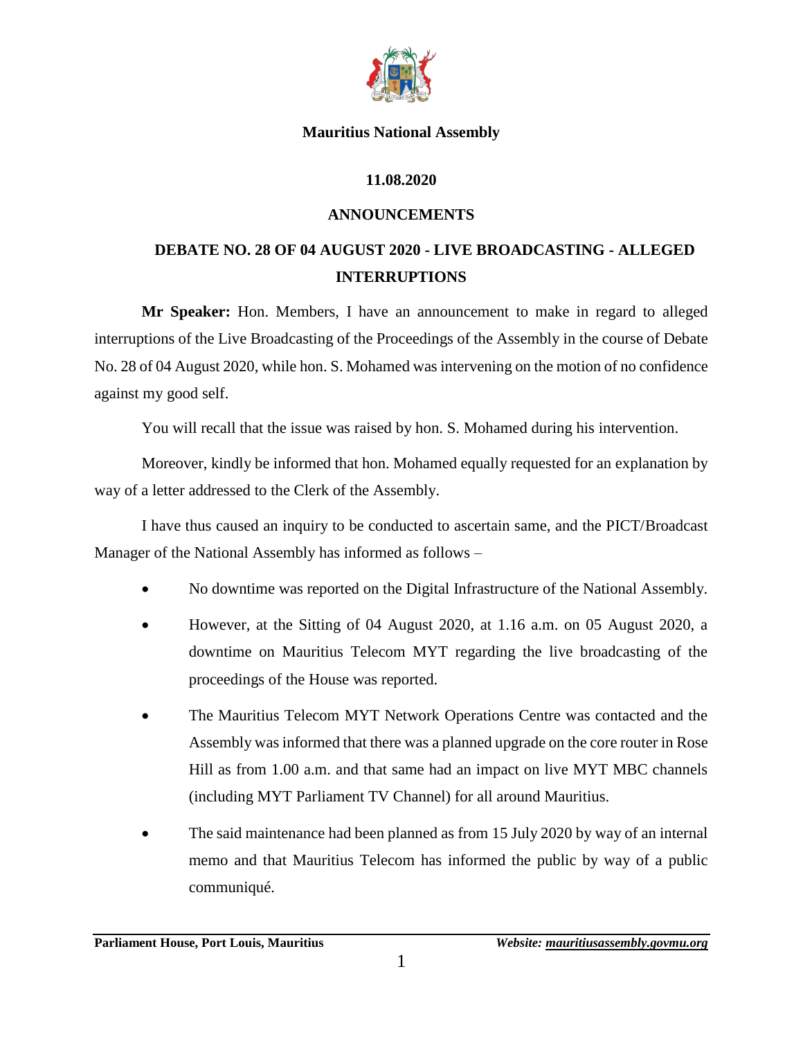**Mauritius National Assembly**

**11.08.2020**

## ANNOUNCEMENTS

## DEBATE NO. 28 OF 04 AUGUST 2020 - LIVE BROADCASTING - ALLEGED INTERRUPTIONS

**Mr Speaker:** Hon. Members, I have an announcement to make in regard to alleged interruptions of the Live Broadcasting of the Proceedings of the Assembly in the course of Debate No. 28 of 04 August 2020, while hon. S. Mohamed was intervening on the motion of no confidence against my good self.

You will recall that the issue was raised by hon. S. Mohamed during his intervention.

Moreover, kindly be informed that hon. Mohamed equally requested for an explanation by way of a letter addressed to the Clerk of the Assembly.

I have thus caused an inquiry to be conducted to ascertain same, and the PICT/Broadcast Manager of the National Assembly has informed as follows –

- No downtime was reported on the Digital Infrastructure of the National Assembly.
- However, at the Sitting of 04 August 2020, at 1.16 a.m. on 05 August 2020, a downtime on Mauritius Telecom MYT regarding the live broadcasting of the proceedings of the House was reported.
- The Mauritius Telecom MYT Network Operations Centre was contacted and the Assembly was informed that there was a planned upgrade on the core router in Rose Hill as from 1.00 a.m. and that same had an impact on live MYT MBC channels (including MYT Parliament TV Channel) for all around Mauritius.
- The said maintenance had been planned as from 15 July 2020 by way of an internal memo and that Mauritius Telecom has informed the public by way of a public communiqué.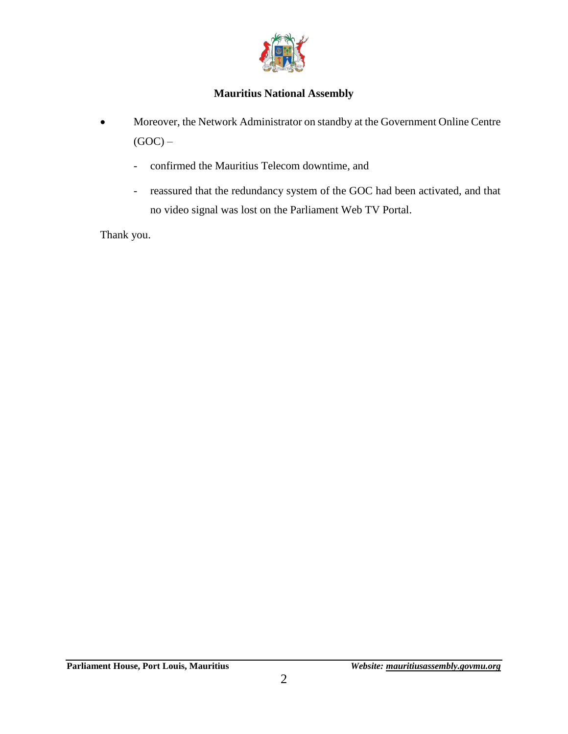- Moreover, the Network Administrator on standby at the Government Online Centre (GOC) –
  - confirmed the Mauritius Telecom downtime, and
  - reassured that the redundancy system of the GOC had been activated, and that no video signal was lost on the Parliament Web TV Portal.

Thank you.